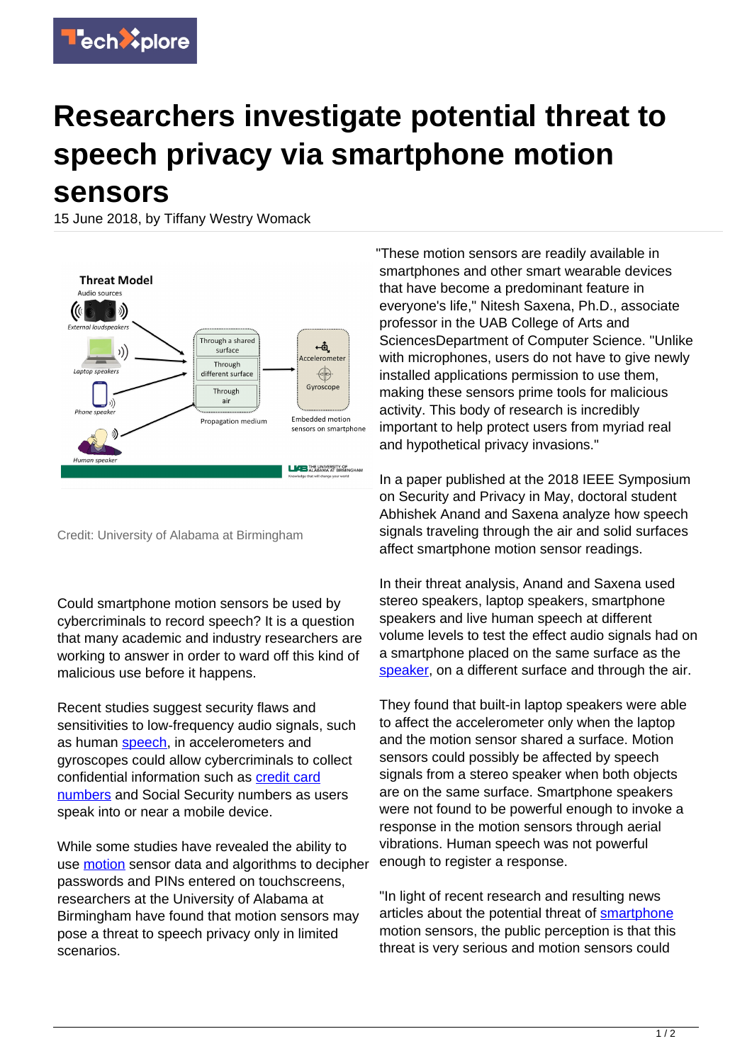# Researchers investigate potential threat to speech privacy via smartphone motion sensors

15 June 2018, by Tiffany Westry Womack

Credit: University of Alabama at Birmingham

Could smartphone motion sensors be used by cybercriminals to record speech? It is a question that many academic and industry researchers are working to answer in order to ward off this kind of malicious use before it happens.

Recent studies suggest security flaws and sensitivities to low-frequency audio signals, such as human speech, in accelerometers and gyroscopes could allow cybercriminals to collect confidential information such as credit card numbers and Social Security numbers as users speak into or near a mobile device.

While some studies have revealed the ability to use motion sensor data and algorithms to decipher passwords and PINs entered on touchscreens, researchers at the University of Alabama at Birmingham have found that motion sensors may pose a threat to speech privacy only in limited scenarios.

"These motion sensors are readily available in smartphones and other smart wearable devices that have become a predominant feature in everyone's life," Nitesh Saxena, Ph.D., associate professor in the UAB College of Arts and SciencesDepartment of Computer Science. "Unlike with microphones, users do not have to give newly installed applications permission to use them, making these sensors prime tools for malicious activity. This body of research is incredibly important to help protect users from myriad real and hypothetical privacy invasions."

In a paper published at the 2018 IEEE Symposium on Security and Privacy in May, doctoral student Abhishek Anand and Saxena analyze how speech signals traveling through the air and solid surfaces affect smartphone motion sensor readings.

In their threat analysis, Anand and Saxena used stereo speakers, laptop speakers, smartphone speakers and live human speech at different volume levels to test the effect audio signals had on a smartphone placed on the same surface as the speaker, on a different surface and through the air.

They found that built-in laptop speakers were able to affect the accelerometer only when the laptop and the motion sensor shared a surface. Motion sensors could possibly be affected by speech signals from a stereo speaker when both objects are on the same surface. Smartphone speakers were not found to be powerful enough to invoke a response in the motion sensors through aerial vibrations. Human speech was not powerful enough to register a response.

"In light of recent research and resulting news articles about the potential threat of smartphone motion sensors, the public perception is that this threat is very serious and motion sensors could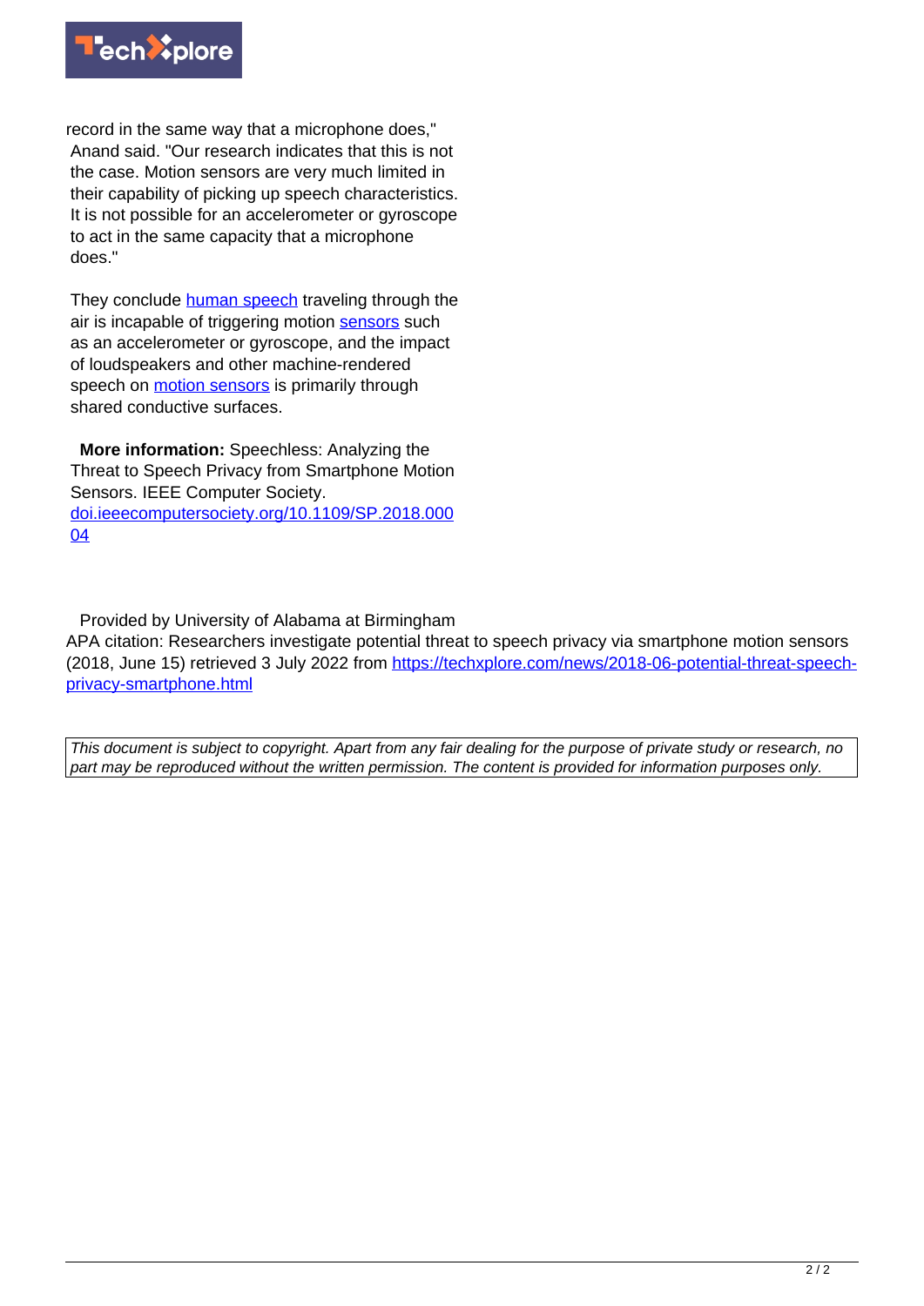record in the same way that a microphone does," Anand said. "Our research indicates that this is not the case. Motion sensors are very much limited in their capability of picking up speech characteristics. It is not possible for an accelerometer or gyroscope to act in the same capacity that a microphone does."

They conclude human speech traveling through the air is incapable of triggering motion sensors such as an accelerometer or gyroscope, and the impact of loudspeakers and other machine-rendered speech on motion sensors is primarily through shared conductive surfaces.

**More information:** Speechless: Analyzing the Threat to Speech Privacy from Smartphone Motion Sensors. IEEE Computer Society. doi.ieeecomputersociety.org/10.1109/SP.2018.00004

Provided by University of Alabama at Birmingham

APA citation: Researchers investigate potential threat to speech privacy via smartphone motion sensors (2018, June 15) retrieved 3 July 2022 from https://techxplore.com/news/2018-06-potential-threat-speech-privacy-smartphone.html

*This document is subject to copyright. Apart from any fair dealing for the purpose of private study or research, no part may be reproduced without the written permission. The content is provided for information purposes only.*